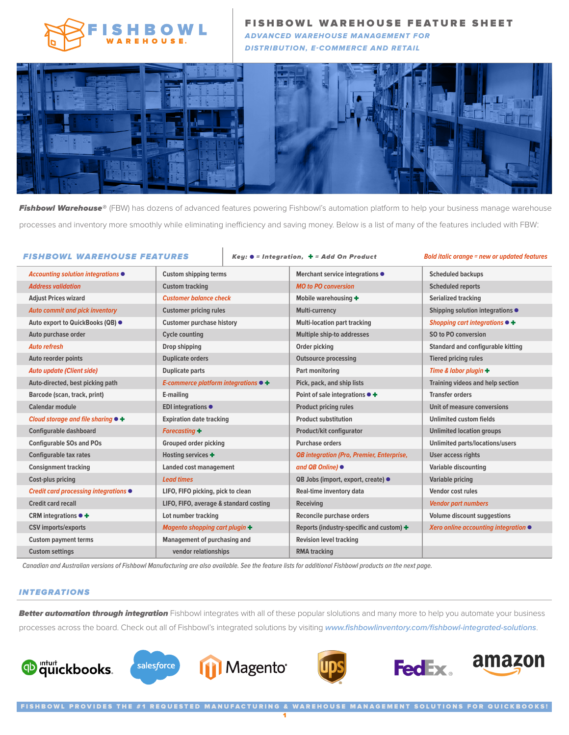# FISHBOWL WAREHOUSE FEATURE SHEET

***ADVANCED WAREHOUSE MANAGEMENT FOR DISTRIBUTION, E-COMMERCE AND RETAIL***

***Fishbowl Warehouse®*** (FBW) has dozens of advanced features powering Fishbowl's automation platform to help your business manage warehouse processes and inventory more smoothly while eliminating inefficiency and saving money. Below is a list of many of the features included with FBW:

## FISHBOWL WAREHOUSE FEATURES

Key: ● = Integration, ✚ = Add On Product

*Bold italic orange = new or updated features*

| | | | |
|---|---|---|---|
| ***Accounting solution integrations*** ● | Custom shipping terms | Merchant service integrations ● | Scheduled backups |
| ***Address validation*** | Custom tracking | ***MO to PO conversion*** | Scheduled reports |
| Adjust Prices wizard | ***Customer balance check*** | Mobile warehousing ✚ | Serialized tracking |
| ***Auto commit and pick inventory*** | Customer pricing rules | Multi-currency | Shipping solution integrations ● |
| Auto export to QuickBooks (QB) ● | Customer purchase history | Multi-location part tracking | ***Shopping cart integrations*** ● ✚ |
| Auto purchase order | Cycle counting | Multiple ship-to addresses | SO to PO conversion |
| ***Auto refresh*** | Drop shipping | Order picking | Standard and configurable kitting |
| Auto reorder points | Duplicate orders | Outsource processing | Tiered pricing rules |
| ***Auto update (Client side)*** | Duplicate parts | Part monitoring | ***Time & labor plugin*** ✚ |
| Auto-directed, best picking path | ***E-commerce platform integrations*** ● ✚ | Pick, pack, and ship lists | Training videos and help section |
| Barcode (scan, track, print) | E-mailing | Point of sale integrations ● ✚ | Transfer orders |
| Calendar module | EDI integrations ● | Product pricing rules | Unit of measure conversions |
| ***Cloud storage and file sharing*** ● ✚ | Expiration date tracking | Product substitution | Unlimited custom fields |
| Configurable dashboard | ***Forecasting*** ✚ | Product/kit configurator | Unlimited location groups |
| Configurable SOs and POs | Grouped order picking | Purchase orders | Unlimited parts/locations/users |
| Configurable tax rates | Hosting services ✚ | ***QB integration (Pro, Premier, Enterprise, and QB Online)*** ● | User access rights |
| Consignment tracking | Landed cost management | | Variable discounting |
| Cost-plus pricing | ***Lead times*** | QB Jobs (import, export, create) ● | Variable pricing |
| ***Credit card processing integrations*** ● | LIFO, FIFO picking, pick to clean | Real-time inventory data | Vendor cost rules |
| Credit card recall | LIFO, FIFO, average & standard costing | Receiving | ***Vendor part numbers*** |
| CRM integrations ● ✚ | Lot number tracking | Reconcile purchase orders | Volume discount suggestions |
| CSV imports/exports | ***Magento shopping cart plugin*** ✚ | Reports (industry-specific and custom) ✚ | ***Xero online accounting integration*** ● |
| Custom payment terms | Management of purchasing and vendor relationships | Revision level tracking | |
| Custom settings | | RMA tracking | |

*Canadian and Australian versions of Fishbowl Manufacturing are also available. See the feature lists for additional Fishbowl products on the next page.*

## INTEGRATIONS

***Better automation through integration*** Fishbowl integrates with all of these popular slolutions and many more to help you automate your business processes across the board. Check out all of Fishbowl's integrated solutions by visiting ***www.fishbowlinventory.com/fishbowl-integrated-solutions***.

intuit quickbooks · salesforce · Magento · UPS · FedEx · amazon

FISHBOWL PROVIDES THE #1 REQUESTED MANUFACTURING & WAREHOUSE MANAGEMENT SOLUTIONS FOR QUICKBOOKS!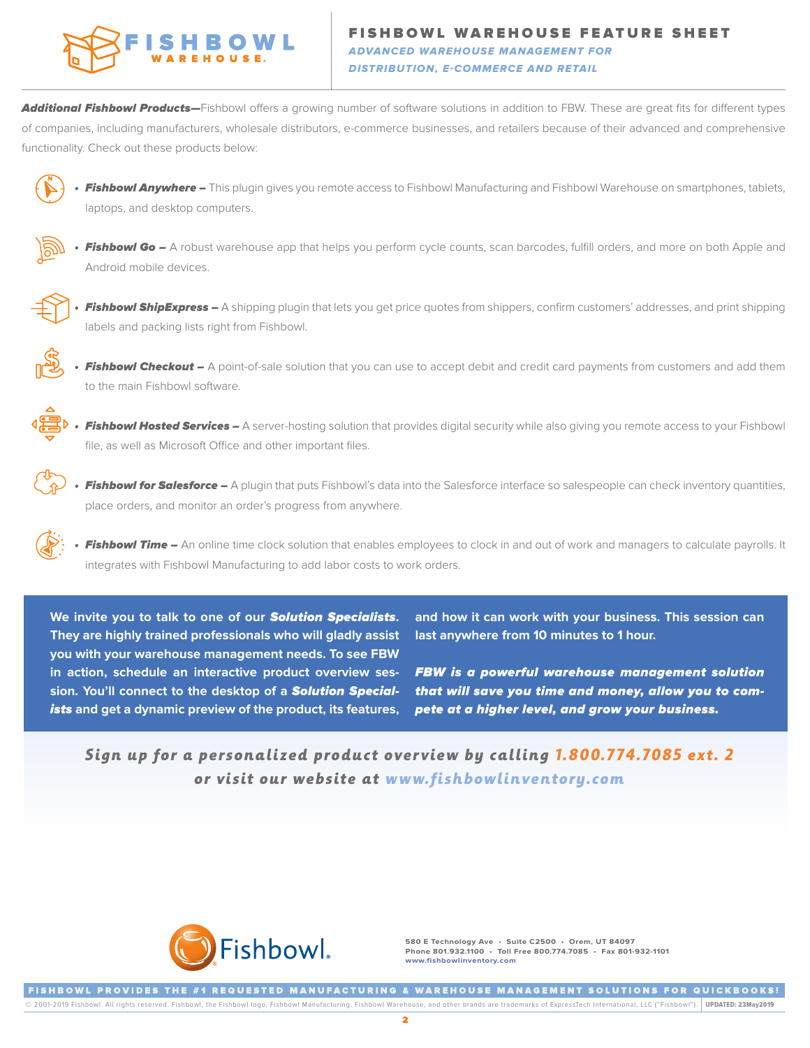***Additional Fishbowl Products***—Fishbowl offers a growing number of software solutions in addition to FBW. These are great fits for different types of companies, including manufacturers, wholesale distributors, e-commerce businesses, and retailers because of their advanced and comprehensive functionality. Check out these products below:

- ***Fishbowl Anywhere –*** This plugin gives you remote access to Fishbowl Manufacturing and Fishbowl Warehouse on smartphones, tablets, laptops, and desktop computers.
- ***Fishbowl Go –*** A robust warehouse app that helps you perform cycle counts, scan barcodes, fulfill orders, and more on both Apple and Android mobile devices.
- ***Fishbowl ShipExpress –*** A shipping plugin that lets you get price quotes from shippers, confirm customers' addresses, and print shipping labels and packing lists right from Fishbowl.
- ***Fishbowl Checkout –*** A point-of-sale solution that you can use to accept debit and credit card payments from customers and add them to the main Fishbowl software.
- ***Fishbowl Hosted Services –*** A server-hosting solution that provides digital security while also giving you remote access to your Fishbowl file, as well as Microsoft Office and other important files.
- ***Fishbowl for Salesforce –*** A plugin that puts Fishbowl's data into the Salesforce interface so salespeople can check inventory quantities, place orders, and monitor an order's progress from anywhere.
- ***Fishbowl Time –*** An online time clock solution that enables employees to clock in and out of work and managers to calculate payrolls. It integrates with Fishbowl Manufacturing to add labor costs to work orders.

**We invite you to talk to one of our *Solution Specialists*. They are highly trained professionals who will gladly assist you with your warehouse management needs. To see FBW in action, schedule an interactive product overview session. You'll connect to the desktop of a *Solution Specialists* and get a dynamic preview of the product, its features, and how it can work with your business. This session can last anywhere from 10 minutes to 1 hour.**

***FBW is a powerful warehouse management solution that will save you time and money, allow you to compete at a higher level, and grow your business.***

***Sign up for a personalized product overview by calling 1.800.774.7085 ext. 2 or visit our website at www.fishbowlinventory.com***

Fishbowl.

580 E Technology Ave • Suite C2500 • Orem, UT 84097
Phone 801.932.1100 • Toll Free 800.774.7085 • Fax 801-932-1101
www.fishbowlinventory.com

FISHBOWL PROVIDES THE #1 REQUESTED MANUFACTURING & WAREHOUSE MANAGEMENT SOLUTIONS FOR QUICKBOOKS!

© 2001-2019 Fishbowl. All rights reserved. Fishbowl, the Fishbowl logo, Fishbowl Manufacturing, Fishbowl Warehouse, and other brands are trademarks of ExpressTech International, LLC ("Fishbowl"). UPDATED: 23May2019